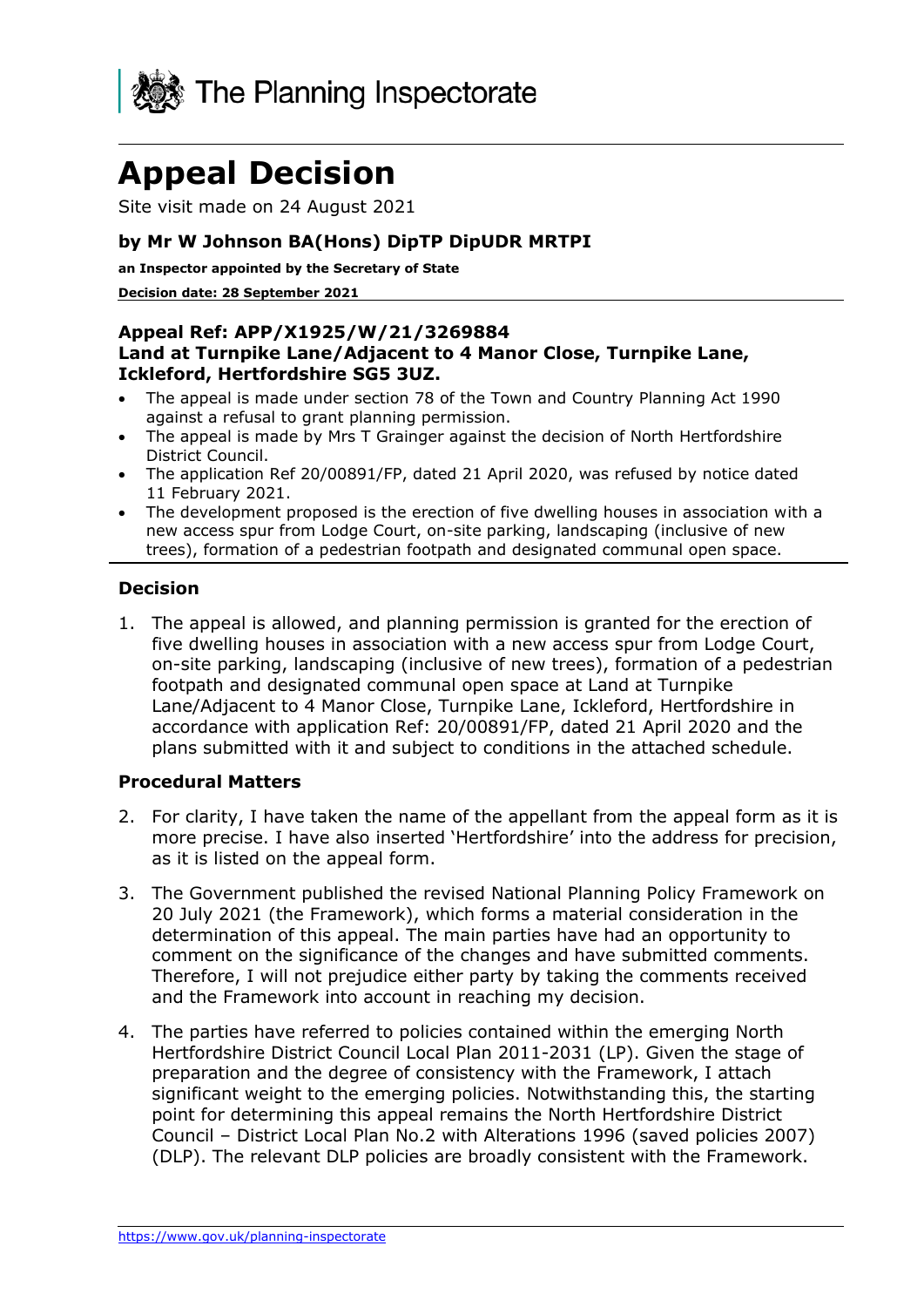The Planning Inspectorate

# Appeal Decision

Site visit made on 24 August 2021

### by Mr W Johnson BA(Hons) DipTP DipUDR MRTPI

**an Inspector appointed by the Secretary of State**

**Decision date: 28 September 2021**

### Appeal Ref: APP/X1925/W/21/3269884
### Land at Turnpike Lane/Adjacent to 4 Manor Close, Turnpike Lane, Ickleford, Hertfordshire SG5 3UZ.

- The appeal is made under section 78 of the Town and Country Planning Act 1990 against a refusal to grant planning permission.
- The appeal is made by Mrs T Grainger against the decision of North Hertfordshire District Council.
- The application Ref 20/00891/FP, dated 21 April 2020, was refused by notice dated 11 February 2021.
- The development proposed is the erection of five dwelling houses in association with a new access spur from Lodge Court, on-site parking, landscaping (inclusive of new trees), formation of a pedestrian footpath and designated communal open space.

### Decision

1. The appeal is allowed, and planning permission is granted for the erection of five dwelling houses in association with a new access spur from Lodge Court, on-site parking, landscaping (inclusive of new trees), formation of a pedestrian footpath and designated communal open space at Land at Turnpike Lane/Adjacent to 4 Manor Close, Turnpike Lane, Ickleford, Hertfordshire in accordance with application Ref: 20/00891/FP, dated 21 April 2020 and the plans submitted with it and subject to conditions in the attached schedule.

### Procedural Matters

2. For clarity, I have taken the name of the appellant from the appeal form as it is more precise. I have also inserted 'Hertfordshire' into the address for precision, as it is listed on the appeal form.

3. The Government published the revised National Planning Policy Framework on 20 July 2021 (the Framework), which forms a material consideration in the determination of this appeal. The main parties have had an opportunity to comment on the significance of the changes and have submitted comments. Therefore, I will not prejudice either party by taking the comments received and the Framework into account in reaching my decision.

4. The parties have referred to policies contained within the emerging North Hertfordshire District Council Local Plan 2011-2031 (LP). Given the stage of preparation and the degree of consistency with the Framework, I attach significant weight to the emerging policies. Notwithstanding this, the starting point for determining this appeal remains the North Hertfordshire District Council – District Local Plan No.2 with Alterations 1996 (saved policies 2007) (DLP). The relevant DLP policies are broadly consistent with the Framework.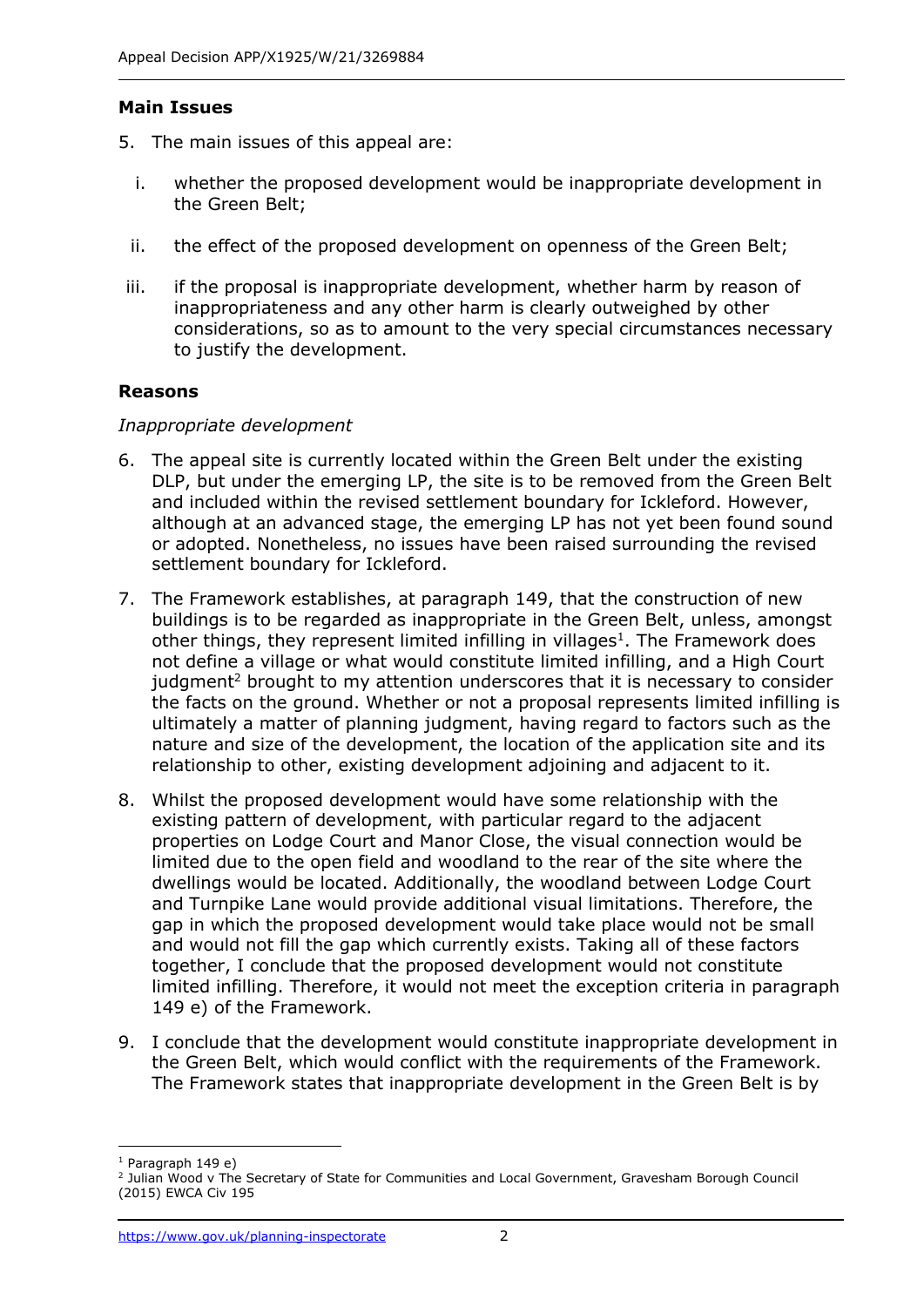## Main Issues

5. The main issues of this appeal are:

   i. whether the proposed development would be inappropriate development in the Green Belt;

   ii. the effect of the proposed development on openness of the Green Belt;

   iii. if the proposal is inappropriate development, whether harm by reason of inappropriateness and any other harm is clearly outweighed by other considerations, so as to amount to the very special circumstances necessary to justify the development.

## Reasons

*Inappropriate development*

6. The appeal site is currently located within the Green Belt under the existing DLP, but under the emerging LP, the site is to be removed from the Green Belt and included within the revised settlement boundary for Ickleford. However, although at an advanced stage, the emerging LP has not yet been found sound or adopted. Nonetheless, no issues have been raised surrounding the revised settlement boundary for Ickleford.

7. The Framework establishes, at paragraph 149, that the construction of new buildings is to be regarded as inappropriate in the Green Belt, unless, amongst other things, they represent limited infilling in villages[1]. The Framework does not define a village or what would constitute limited infilling, and a High Court judgment[2] brought to my attention underscores that it is necessary to consider the facts on the ground. Whether or not a proposal represents limited infilling is ultimately a matter of planning judgment, having regard to factors such as the nature and size of the development, the location of the application site and its relationship to other, existing development adjoining and adjacent to it.

8. Whilst the proposed development would have some relationship with the existing pattern of development, with particular regard to the adjacent properties on Lodge Court and Manor Close, the visual connection would be limited due to the open field and woodland to the rear of the site where the dwellings would be located. Additionally, the woodland between Lodge Court and Turnpike Lane would provide additional visual limitations. Therefore, the gap in which the proposed development would take place would not be small and would not fill the gap which currently exists. Taking all of these factors together, I conclude that the proposed development would not constitute limited infilling. Therefore, it would not meet the exception criteria in paragraph 149 e) of the Framework.

9. I conclude that the development would constitute inappropriate development in the Green Belt, which would conflict with the requirements of the Framework. The Framework states that inappropriate development in the Green Belt is by

[1] Paragraph 149 e)

[2] Julian Wood v The Secretary of State for Communities and Local Government, Gravesham Borough Council (2015) EWCA Civ 195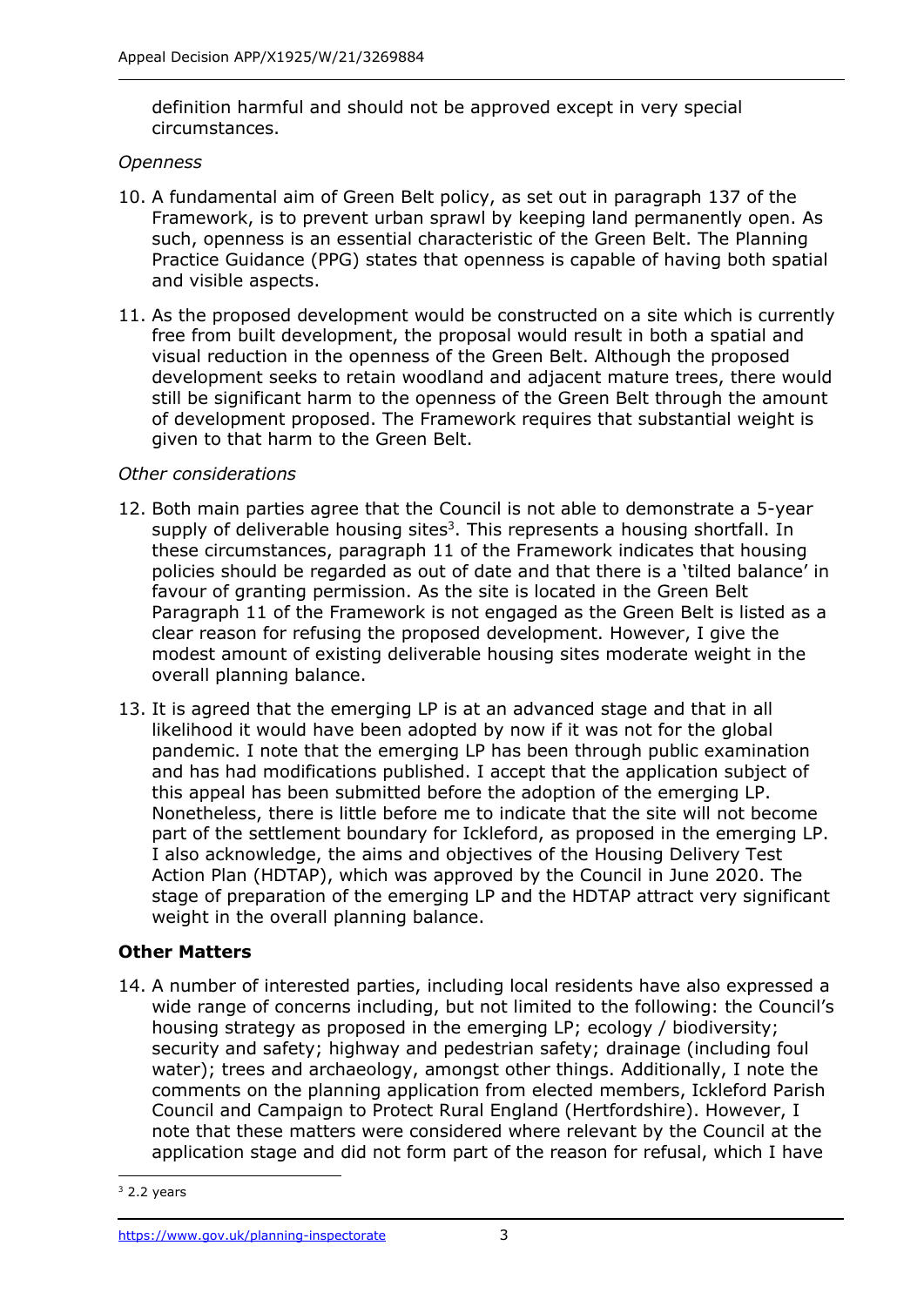definition harmful and should not be approved except in very special circumstances.

*Openness*

10. A fundamental aim of Green Belt policy, as set out in paragraph 137 of the Framework, is to prevent urban sprawl by keeping land permanently open. As such, openness is an essential characteristic of the Green Belt. The Planning Practice Guidance (PPG) states that openness is capable of having both spatial and visible aspects.

11. As the proposed development would be constructed on a site which is currently free from built development, the proposal would result in both a spatial and visual reduction in the openness of the Green Belt. Although the proposed development seeks to retain woodland and adjacent mature trees, there would still be significant harm to the openness of the Green Belt through the amount of development proposed. The Framework requires that substantial weight is given to that harm to the Green Belt.

*Other considerations*

12. Both main parties agree that the Council is not able to demonstrate a 5-year supply of deliverable housing sites[3]. This represents a housing shortfall. In these circumstances, paragraph 11 of the Framework indicates that housing policies should be regarded as out of date and that there is a 'tilted balance' in favour of granting permission. As the site is located in the Green Belt Paragraph 11 of the Framework is not engaged as the Green Belt is listed as a clear reason for refusing the proposed development. However, I give the modest amount of existing deliverable housing sites moderate weight in the overall planning balance.

13. It is agreed that the emerging LP is at an advanced stage and that in all likelihood it would have been adopted by now if it was not for the global pandemic. I note that the emerging LP has been through public examination and has had modifications published. I accept that the application subject of this appeal has been submitted before the adoption of the emerging LP. Nonetheless, there is little before me to indicate that the site will not become part of the settlement boundary for Ickleford, as proposed in the emerging LP. I also acknowledge, the aims and objectives of the Housing Delivery Test Action Plan (HDTAP), which was approved by the Council in June 2020. The stage of preparation of the emerging LP and the HDTAP attract very significant weight in the overall planning balance.

## Other Matters

14. A number of interested parties, including local residents have also expressed a wide range of concerns including, but not limited to the following: the Council's housing strategy as proposed in the emerging LP; ecology / biodiversity; security and safety; highway and pedestrian safety; drainage (including foul water); trees and archaeology, amongst other things. Additionally, I note the comments on the planning application from elected members, Ickleford Parish Council and Campaign to Protect Rural England (Hertfordshire). However, I note that these matters were considered where relevant by the Council at the application stage and did not form part of the reason for refusal, which I have

[3] 2.2 years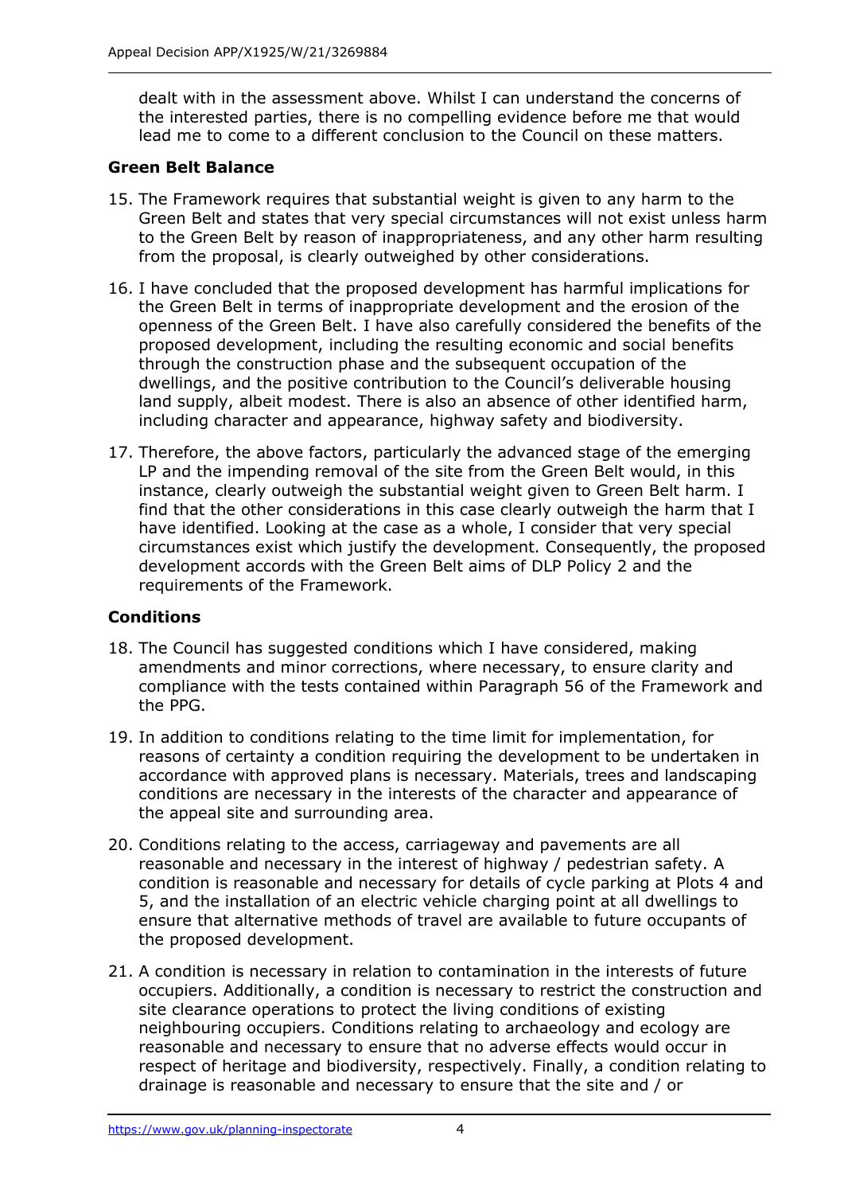dealt with in the assessment above. Whilst I can understand the concerns of the interested parties, there is no compelling evidence before me that would lead me to come to a different conclusion to the Council on these matters.

**Green Belt Balance**

15. The Framework requires that substantial weight is given to any harm to the Green Belt and states that very special circumstances will not exist unless harm to the Green Belt by reason of inappropriateness, and any other harm resulting from the proposal, is clearly outweighed by other considerations.

16. I have concluded that the proposed development has harmful implications for the Green Belt in terms of inappropriate development and the erosion of the openness of the Green Belt. I have also carefully considered the benefits of the proposed development, including the resulting economic and social benefits through the construction phase and the subsequent occupation of the dwellings, and the positive contribution to the Council's deliverable housing land supply, albeit modest. There is also an absence of other identified harm, including character and appearance, highway safety and biodiversity.

17. Therefore, the above factors, particularly the advanced stage of the emerging LP and the impending removal of the site from the Green Belt would, in this instance, clearly outweigh the substantial weight given to Green Belt harm. I find that the other considerations in this case clearly outweigh the harm that I have identified. Looking at the case as a whole, I consider that very special circumstances exist which justify the development. Consequently, the proposed development accords with the Green Belt aims of DLP Policy 2 and the requirements of the Framework.

**Conditions**

18. The Council has suggested conditions which I have considered, making amendments and minor corrections, where necessary, to ensure clarity and compliance with the tests contained within Paragraph 56 of the Framework and the PPG.

19. In addition to conditions relating to the time limit for implementation, for reasons of certainty a condition requiring the development to be undertaken in accordance with approved plans is necessary. Materials, trees and landscaping conditions are necessary in the interests of the character and appearance of the appeal site and surrounding area.

20. Conditions relating to the access, carriageway and pavements are all reasonable and necessary in the interest of highway / pedestrian safety. A condition is reasonable and necessary for details of cycle parking at Plots 4 and 5, and the installation of an electric vehicle charging point at all dwellings to ensure that alternative methods of travel are available to future occupants of the proposed development.

21. A condition is necessary in relation to contamination in the interests of future occupiers. Additionally, a condition is necessary to restrict the construction and site clearance operations to protect the living conditions of existing neighbouring occupiers. Conditions relating to archaeology and ecology are reasonable and necessary to ensure that no adverse effects would occur in respect of heritage and biodiversity, respectively. Finally, a condition relating to drainage is reasonable and necessary to ensure that the site and / or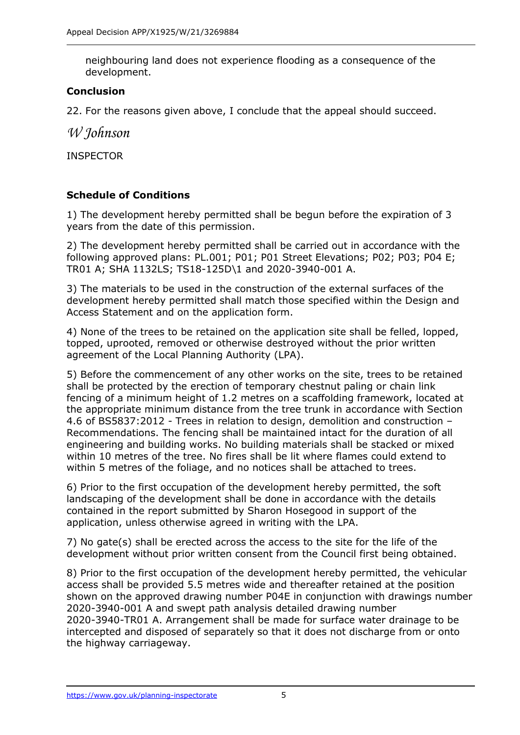neighbouring land does not experience flooding as a consequence of the development.

### Conclusion

22. For the reasons given above, I conclude that the appeal should succeed.

*W Johnson*

INSPECTOR

### Schedule of Conditions

1) The development hereby permitted shall be begun before the expiration of 3 years from the date of this permission.

2) The development hereby permitted shall be carried out in accordance with the following approved plans: PL.001; P01; P01 Street Elevations; P02; P03; P04 E; TR01 A; SHA 1132LS; TS18-125D\1 and 2020-3940-001 A.

3) The materials to be used in the construction of the external surfaces of the development hereby permitted shall match those specified within the Design and Access Statement and on the application form.

4) None of the trees to be retained on the application site shall be felled, lopped, topped, uprooted, removed or otherwise destroyed without the prior written agreement of the Local Planning Authority (LPA).

5) Before the commencement of any other works on the site, trees to be retained shall be protected by the erection of temporary chestnut paling or chain link fencing of a minimum height of 1.2 metres on a scaffolding framework, located at the appropriate minimum distance from the tree trunk in accordance with Section 4.6 of BS5837:2012 - Trees in relation to design, demolition and construction – Recommendations. The fencing shall be maintained intact for the duration of all engineering and building works. No building materials shall be stacked or mixed within 10 metres of the tree. No fires shall be lit where flames could extend to within 5 metres of the foliage, and no notices shall be attached to trees.

6) Prior to the first occupation of the development hereby permitted, the soft landscaping of the development shall be done in accordance with the details contained in the report submitted by Sharon Hosegood in support of the application, unless otherwise agreed in writing with the LPA.

7) No gate(s) shall be erected across the access to the site for the life of the development without prior written consent from the Council first being obtained.

8) Prior to the first occupation of the development hereby permitted, the vehicular access shall be provided 5.5 metres wide and thereafter retained at the position shown on the approved drawing number P04E in conjunction with drawings number 2020-3940-001 A and swept path analysis detailed drawing number 2020-3940-TR01 A. Arrangement shall be made for surface water drainage to be intercepted and disposed of separately so that it does not discharge from or onto the highway carriageway.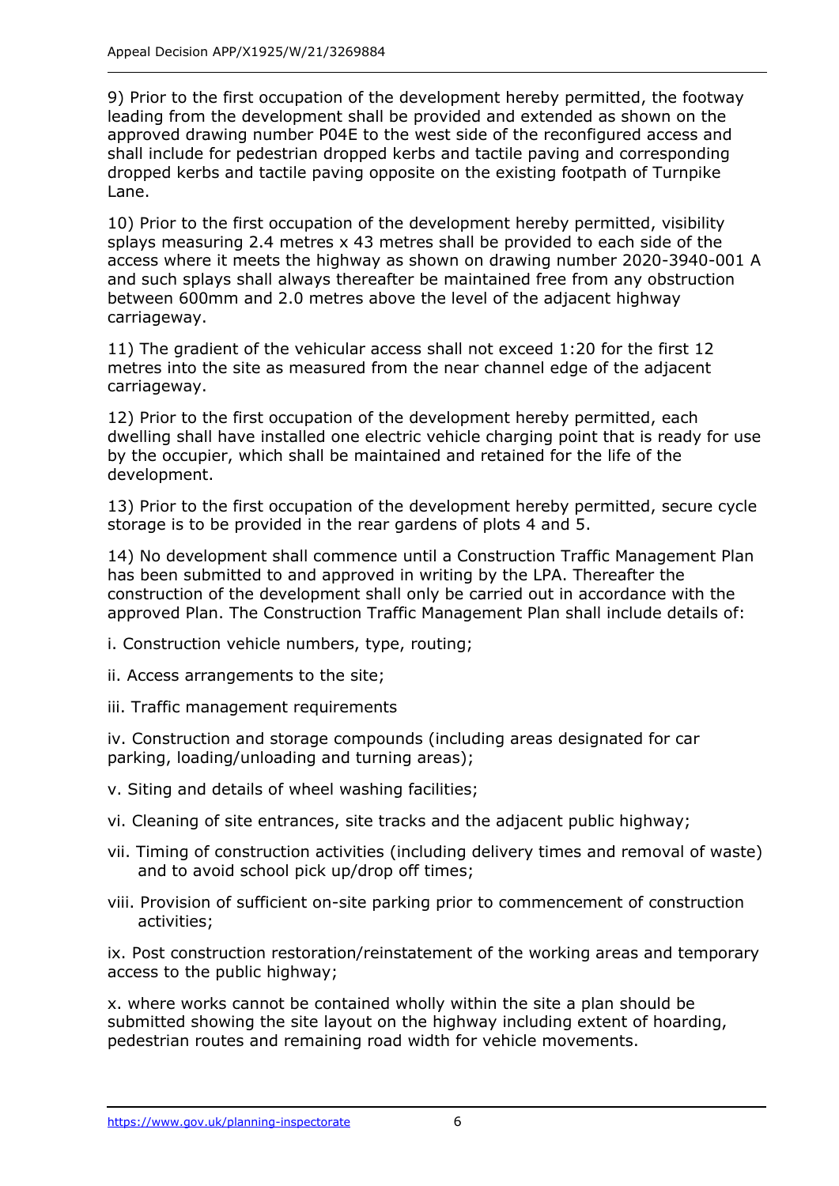9) Prior to the first occupation of the development hereby permitted, the footway leading from the development shall be provided and extended as shown on the approved drawing number P04E to the west side of the reconfigured access and shall include for pedestrian dropped kerbs and tactile paving and corresponding dropped kerbs and tactile paving opposite on the existing footpath of Turnpike Lane.

10) Prior to the first occupation of the development hereby permitted, visibility splays measuring 2.4 metres x 43 metres shall be provided to each side of the access where it meets the highway as shown on drawing number 2020-3940-001 A and such splays shall always thereafter be maintained free from any obstruction between 600mm and 2.0 metres above the level of the adjacent highway carriageway.

11) The gradient of the vehicular access shall not exceed 1:20 for the first 12 metres into the site as measured from the near channel edge of the adjacent carriageway.

12) Prior to the first occupation of the development hereby permitted, each dwelling shall have installed one electric vehicle charging point that is ready for use by the occupier, which shall be maintained and retained for the life of the development.

13) Prior to the first occupation of the development hereby permitted, secure cycle storage is to be provided in the rear gardens of plots 4 and 5.

14) No development shall commence until a Construction Traffic Management Plan has been submitted to and approved in writing by the LPA. Thereafter the construction of the development shall only be carried out in accordance with the approved Plan. The Construction Traffic Management Plan shall include details of:

i. Construction vehicle numbers, type, routing;

ii. Access arrangements to the site;

iii. Traffic management requirements

iv. Construction and storage compounds (including areas designated for car parking, loading/unloading and turning areas);

v. Siting and details of wheel washing facilities;

vi. Cleaning of site entrances, site tracks and the adjacent public highway;

vii. Timing of construction activities (including delivery times and removal of waste) and to avoid school pick up/drop off times;

viii. Provision of sufficient on-site parking prior to commencement of construction activities;

ix. Post construction restoration/reinstatement of the working areas and temporary access to the public highway;

x. where works cannot be contained wholly within the site a plan should be submitted showing the site layout on the highway including extent of hoarding, pedestrian routes and remaining road width for vehicle movements.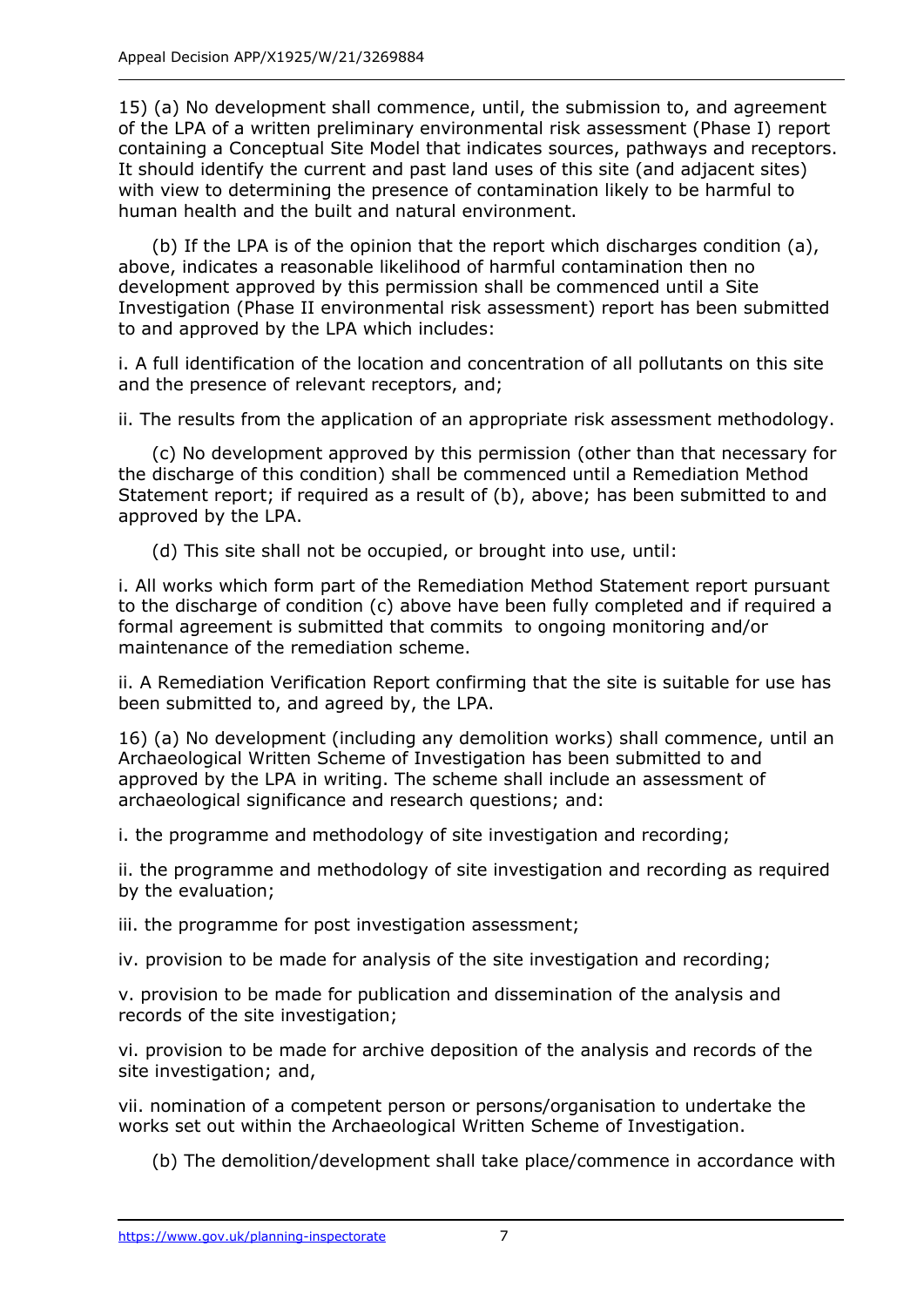15) (a) No development shall commence, until, the submission to, and agreement of the LPA of a written preliminary environmental risk assessment (Phase I) report containing a Conceptual Site Model that indicates sources, pathways and receptors. It should identify the current and past land uses of this site (and adjacent sites) with view to determining the presence of contamination likely to be harmful to human health and the built and natural environment.

(b) If the LPA is of the opinion that the report which discharges condition (a), above, indicates a reasonable likelihood of harmful contamination then no development approved by this permission shall be commenced until a Site Investigation (Phase II environmental risk assessment) report has been submitted to and approved by the LPA which includes:

i. A full identification of the location and concentration of all pollutants on this site and the presence of relevant receptors, and;

ii. The results from the application of an appropriate risk assessment methodology.

(c) No development approved by this permission (other than that necessary for the discharge of this condition) shall be commenced until a Remediation Method Statement report; if required as a result of (b), above; has been submitted to and approved by the LPA.

(d) This site shall not be occupied, or brought into use, until:

i. All works which form part of the Remediation Method Statement report pursuant to the discharge of condition (c) above have been fully completed and if required a formal agreement is submitted that commits to ongoing monitoring and/or maintenance of the remediation scheme.

ii. A Remediation Verification Report confirming that the site is suitable for use has been submitted to, and agreed by, the LPA.

16) (a) No development (including any demolition works) shall commence, until an Archaeological Written Scheme of Investigation has been submitted to and approved by the LPA in writing. The scheme shall include an assessment of archaeological significance and research questions; and:

i. the programme and methodology of site investigation and recording;

ii. the programme and methodology of site investigation and recording as required by the evaluation;

iii. the programme for post investigation assessment;

iv. provision to be made for analysis of the site investigation and recording;

v. provision to be made for publication and dissemination of the analysis and records of the site investigation;

vi. provision to be made for archive deposition of the analysis and records of the site investigation; and,

vii. nomination of a competent person or persons/organisation to undertake the works set out within the Archaeological Written Scheme of Investigation.

(b) The demolition/development shall take place/commence in accordance with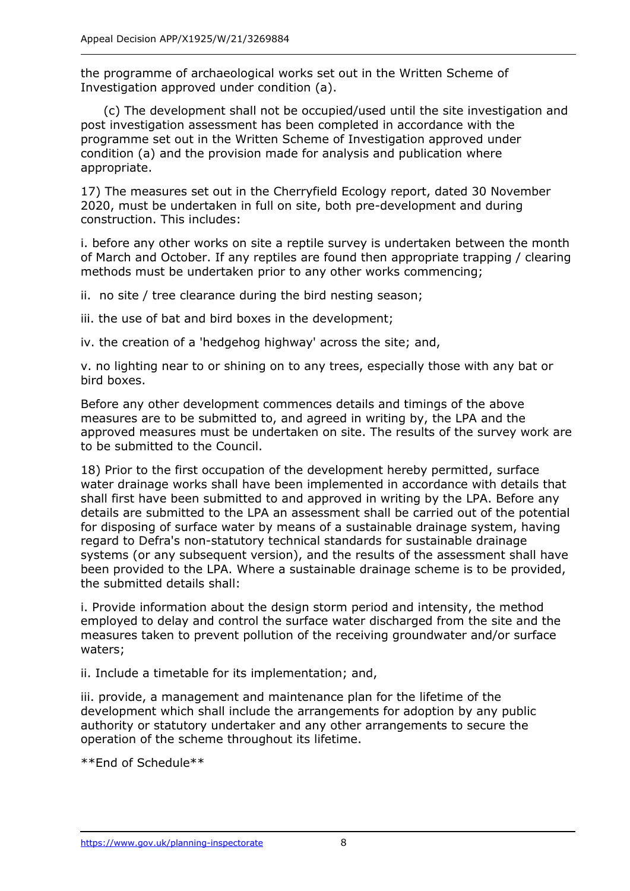the programme of archaeological works set out in the Written Scheme of Investigation approved under condition (a).

(c) The development shall not be occupied/used until the site investigation and post investigation assessment has been completed in accordance with the programme set out in the Written Scheme of Investigation approved under condition (a) and the provision made for analysis and publication where appropriate.

17) The measures set out in the Cherryfield Ecology report, dated 30 November 2020, must be undertaken in full on site, both pre-development and during construction. This includes:

i. before any other works on site a reptile survey is undertaken between the month of March and October. If any reptiles are found then appropriate trapping / clearing methods must be undertaken prior to any other works commencing;

ii. no site / tree clearance during the bird nesting season;

iii. the use of bat and bird boxes in the development;

iv. the creation of a 'hedgehog highway' across the site; and,

v. no lighting near to or shining on to any trees, especially those with any bat or bird boxes.

Before any other development commences details and timings of the above measures are to be submitted to, and agreed in writing by, the LPA and the approved measures must be undertaken on site. The results of the survey work are to be submitted to the Council.

18) Prior to the first occupation of the development hereby permitted, surface water drainage works shall have been implemented in accordance with details that shall first have been submitted to and approved in writing by the LPA. Before any details are submitted to the LPA an assessment shall be carried out of the potential for disposing of surface water by means of a sustainable drainage system, having regard to Defra's non-statutory technical standards for sustainable drainage systems (or any subsequent version), and the results of the assessment shall have been provided to the LPA. Where a sustainable drainage scheme is to be provided, the submitted details shall:

i. Provide information about the design storm period and intensity, the method employed to delay and control the surface water discharged from the site and the measures taken to prevent pollution of the receiving groundwater and/or surface waters;

ii. Include a timetable for its implementation; and,

iii. provide, a management and maintenance plan for the lifetime of the development which shall include the arrangements for adoption by any public authority or statutory undertaker and any other arrangements to secure the operation of the scheme throughout its lifetime.

**End of Schedule**